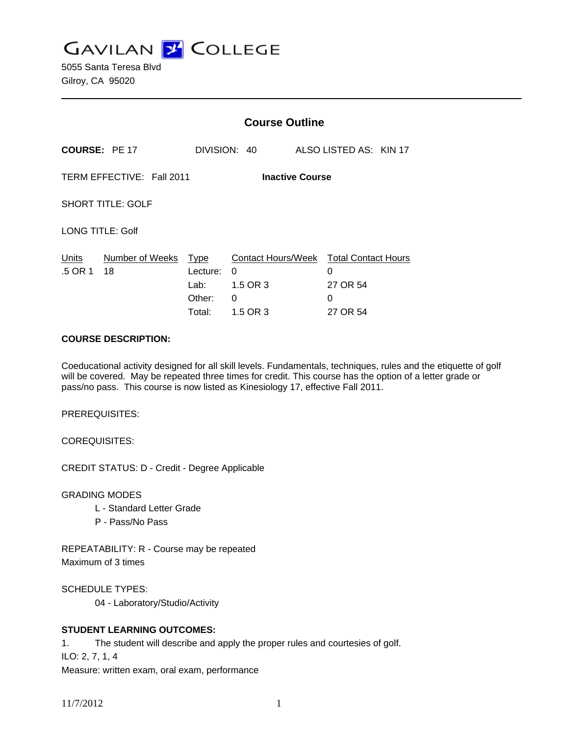# GAVILAN COLLEGE

5055 Santa Teresa Blvd
Gilroy, CA 95020

## Course Outline

**COURSE:** PE 17 DIVISION: 40 ALSO LISTED AS: KIN 17

TERM EFFECTIVE: Fall 2011 **Inactive Course**

SHORT TITLE: GOLF

LONG TITLE: Golf

| Units | Number of Weeks | Type | Contact Hours/Week | Total Contact Hours |
|---|---|---|---|---|
| .5 OR 1 | 18 | Lecture: | 0 | 0 |
| | | Lab: | 1.5 OR 3 | 27 OR 54 |
| | | Other: | 0 | 0 |
| | | Total: | 1.5 OR 3 | 27 OR 54 |

**COURSE DESCRIPTION:**

Coeducational activity designed for all skill levels. Fundamentals, techniques, rules and the etiquette of golf will be covered. May be repeated three times for credit. This course has the option of a letter grade or pass/no pass. This course is now listed as Kinesiology 17, effective Fall 2011.

PREREQUISITES:

COREQUISITES:

CREDIT STATUS: D - Credit - Degree Applicable

GRADING MODES

- L - Standard Letter Grade
- P - Pass/No Pass

REPEATABILITY: R - Course may be repeated
Maximum of 3 times

SCHEDULE TYPES:

- 04 - Laboratory/Studio/Activity

**STUDENT LEARNING OUTCOMES:**

1. The student will describe and apply the proper rules and courtesies of golf.

ILO: 2, 7, 1, 4
Measure: written exam, oral exam, performance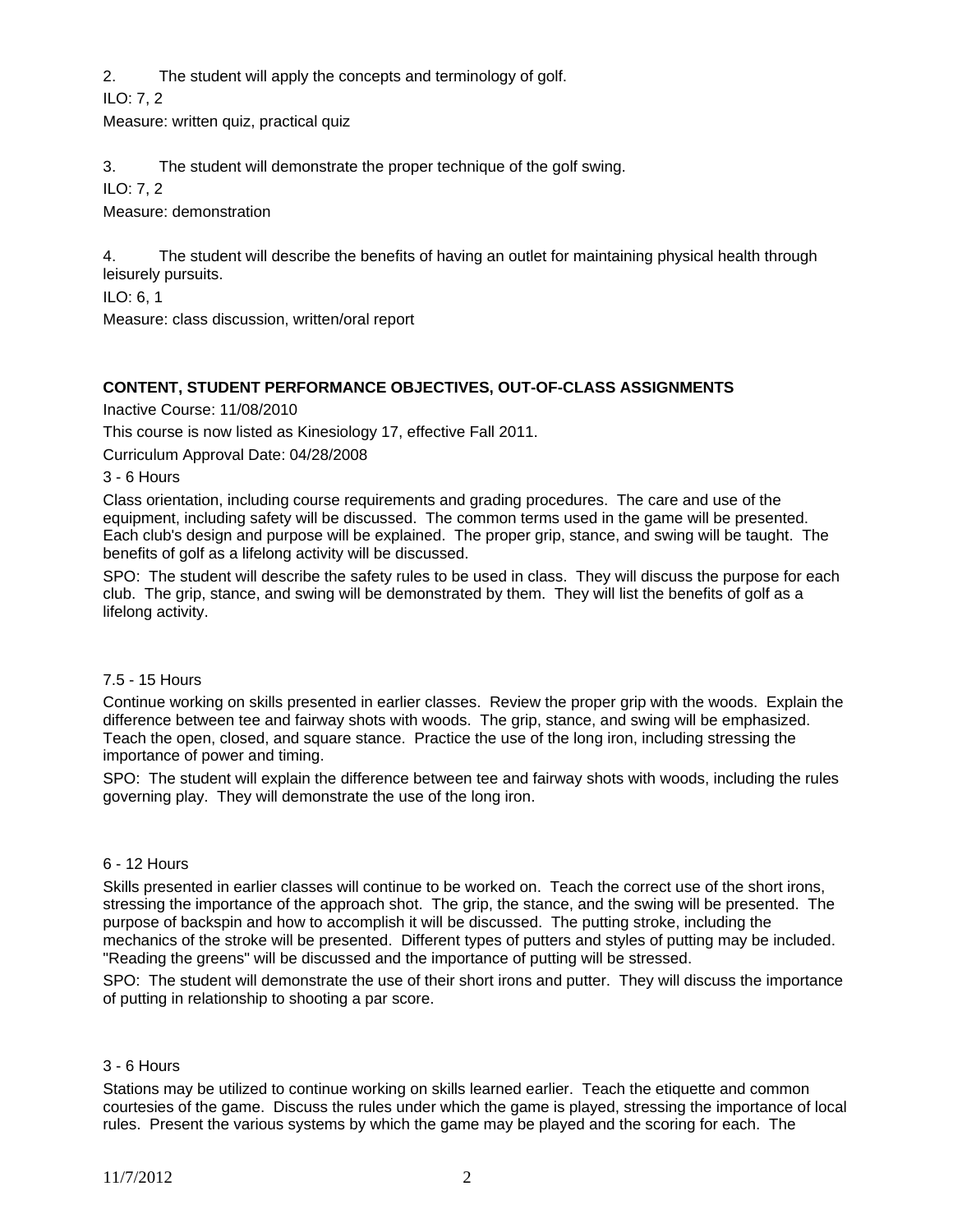2. The student will apply the concepts and terminology of golf.

ILO: 7, 2

Measure: written quiz, practical quiz

3. The student will demonstrate the proper technique of the golf swing.

ILO: 7, 2

Measure: demonstration

4. The student will describe the benefits of having an outlet for maintaining physical health through leisurely pursuits.

ILO: 6, 1

Measure: class discussion, written/oral report

**CONTENT, STUDENT PERFORMANCE OBJECTIVES, OUT-OF-CLASS ASSIGNMENTS**

Inactive Course: 11/08/2010

This course is now listed as Kinesiology 17, effective Fall 2011.

Curriculum Approval Date: 04/28/2008

3 - 6 Hours

Class orientation, including course requirements and grading procedures. The care and use of the equipment, including safety will be discussed. The common terms used in the game will be presented. Each club's design and purpose will be explained. The proper grip, stance, and swing will be taught. The benefits of golf as a lifelong activity will be discussed.

SPO: The student will describe the safety rules to be used in class. They will discuss the purpose for each club. The grip, stance, and swing will be demonstrated by them. They will list the benefits of golf as a lifelong activity.

7.5 - 15 Hours

Continue working on skills presented in earlier classes. Review the proper grip with the woods. Explain the difference between tee and fairway shots with woods. The grip, stance, and swing will be emphasized. Teach the open, closed, and square stance. Practice the use of the long iron, including stressing the importance of power and timing.

SPO: The student will explain the difference between tee and fairway shots with woods, including the rules governing play. They will demonstrate the use of the long iron.

6 - 12 Hours

Skills presented in earlier classes will continue to be worked on. Teach the correct use of the short irons, stressing the importance of the approach shot. The grip, the stance, and the swing will be presented. The purpose of backspin and how to accomplish it will be discussed. The putting stroke, including the mechanics of the stroke will be presented. Different types of putters and styles of putting may be included. "Reading the greens" will be discussed and the importance of putting will be stressed.

SPO: The student will demonstrate the use of their short irons and putter. They will discuss the importance of putting in relationship to shooting a par score.

3 - 6 Hours

Stations may be utilized to continue working on skills learned earlier. Teach the etiquette and common courtesies of the game. Discuss the rules under which the game is played, stressing the importance of local rules. Present the various systems by which the game may be played and the scoring for each. The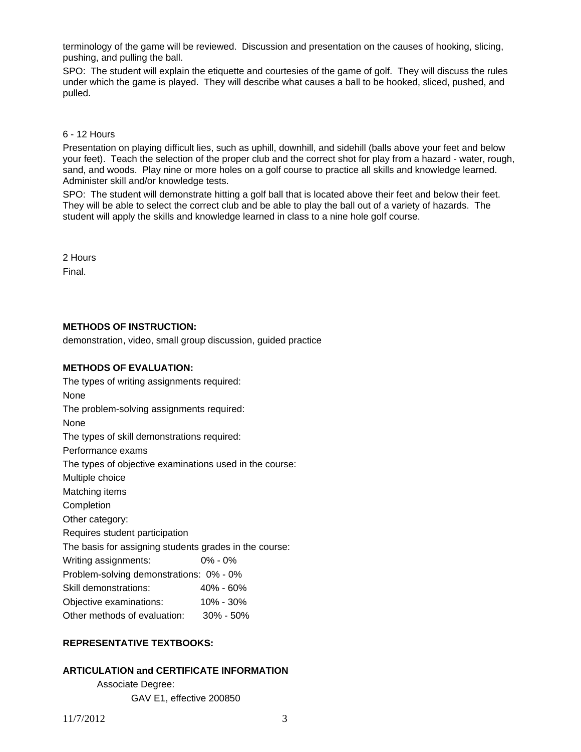terminology of the game will be reviewed. Discussion and presentation on the causes of hooking, slicing, pushing, and pulling the ball.

SPO: The student will explain the etiquette and courtesies of the game of golf. They will discuss the rules under which the game is played. They will describe what causes a ball to be hooked, sliced, pushed, and pulled.

6 - 12 Hours

Presentation on playing difficult lies, such as uphill, downhill, and sidehill (balls above your feet and below your feet). Teach the selection of the proper club and the correct shot for play from a hazard - water, rough, sand, and woods. Play nine or more holes on a golf course to practice all skills and knowledge learned. Administer skill and/or knowledge tests.

SPO: The student will demonstrate hitting a golf ball that is located above their feet and below their feet. They will be able to select the correct club and be able to play the ball out of a variety of hazards. The student will apply the skills and knowledge learned in class to a nine hole golf course.

2 Hours

Final.

**METHODS OF INSTRUCTION:**

demonstration, video, small group discussion, guided practice

**METHODS OF EVALUATION:**

The types of writing assignments required:

None

The problem-solving assignments required:

None

The types of skill demonstrations required:

Performance exams

The types of objective examinations used in the course:

Multiple choice

Matching items

Completion

Other category:

Requires student participation

The basis for assigning students grades in the course:

| | |
|---|---|
| Writing assignments: | 0% - 0% |
| Problem-solving demonstrations: | 0% - 0% |
| Skill demonstrations: | 40% - 60% |
| Objective examinations: | 10% - 30% |
| Other methods of evaluation: | 30% - 50% |

**REPRESENTATIVE TEXTBOOKS:**

**ARTICULATION and CERTIFICATE INFORMATION**

Associate Degree:

GAV E1, effective 200850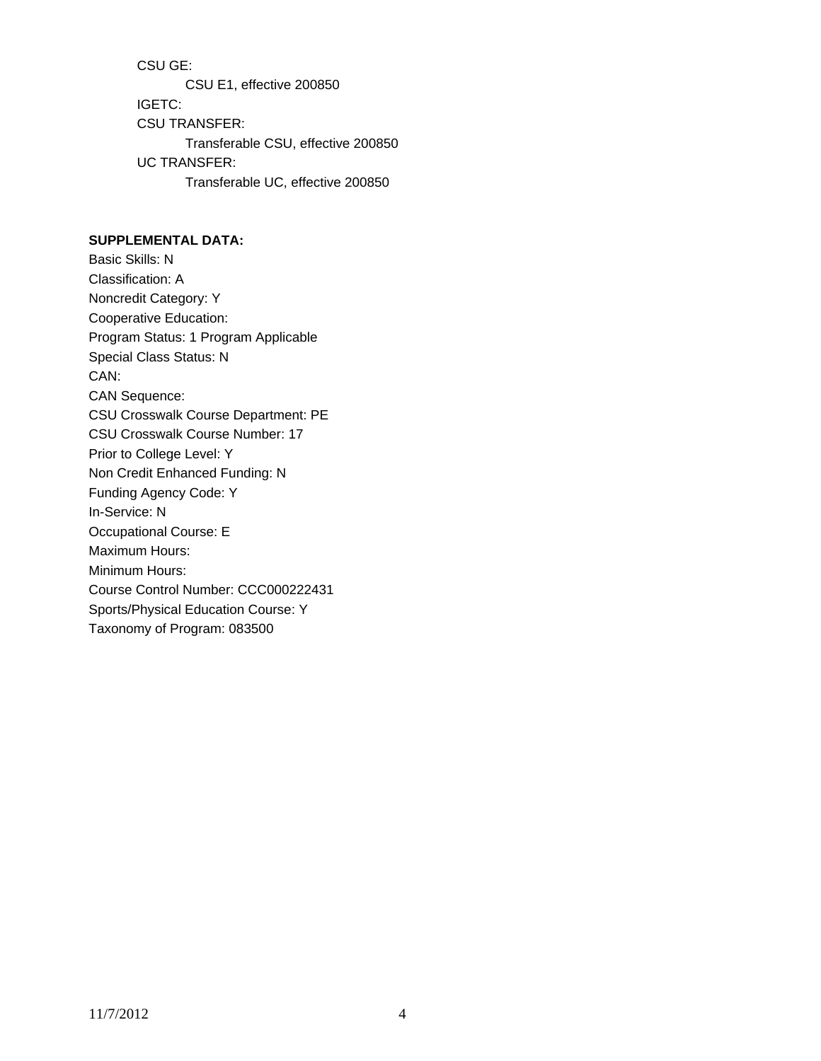CSU GE:

&nbsp;&nbsp;&nbsp;&nbsp;CSU E1, effective 200850

IGETC:

CSU TRANSFER:

&nbsp;&nbsp;&nbsp;&nbsp;Transferable CSU, effective 200850

UC TRANSFER:

&nbsp;&nbsp;&nbsp;&nbsp;Transferable UC, effective 200850

**SUPPLEMENTAL DATA:**

Basic Skills: N
Classification: A
Noncredit Category: Y
Cooperative Education:
Program Status: 1 Program Applicable
Special Class Status: N
CAN:
CAN Sequence:
CSU Crosswalk Course Department: PE
CSU Crosswalk Course Number: 17
Prior to College Level: Y
Non Credit Enhanced Funding: N
Funding Agency Code: Y
In-Service: N
Occupational Course: E
Maximum Hours:
Minimum Hours:
Course Control Number: CCC000222431
Sports/Physical Education Course: Y
Taxonomy of Program: 083500

11/7/2012